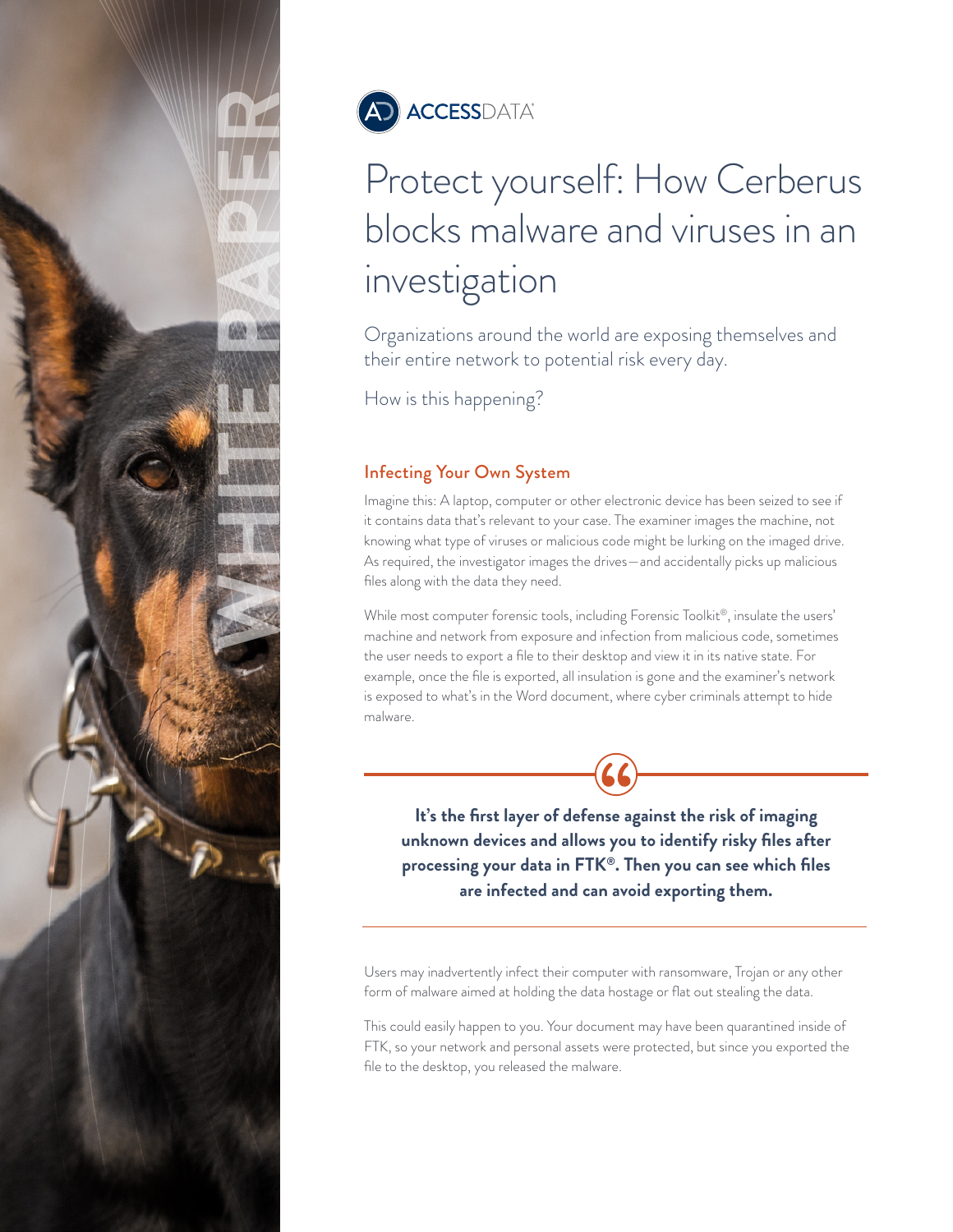WHITE PAPER

ACCESSDATA

# Protect yourself: How Cerberus blocks malware and viruses in an investigation

Organizations around the world are exposing themselves and their entire network to potential risk every day.

How is this happening?

## Infecting Your Own System

Imagine this: A laptop, computer or other electronic device has been seized to see if it contains data that's relevant to your case. The examiner images the machine, not knowing what type of viruses or malicious code might be lurking on the imaged drive. As required, the investigator images the drives—and accidentally picks up malicious files along with the data they need.

While most computer forensic tools, including Forensic Toolkit®, insulate the users' machine and network from exposure and infection from malicious code, sometimes the user needs to export a file to their desktop and view it in its native state. For example, once the file is exported, all insulation is gone and the examiner's network is exposed to what's in the Word document, where cyber criminals attempt to hide malware.

> **It's the first layer of defense against the risk of imaging unknown devices and allows you to identify risky files after processing your data in FTK®. Then you can see which files are infected and can avoid exporting them.**

Users may inadvertently infect their computer with ransomware, Trojan or any other form of malware aimed at holding the data hostage or flat out stealing the data.

This could easily happen to you. Your document may have been quarantined inside of FTK, so your network and personal assets were protected, but since you exported the file to the desktop, you released the malware.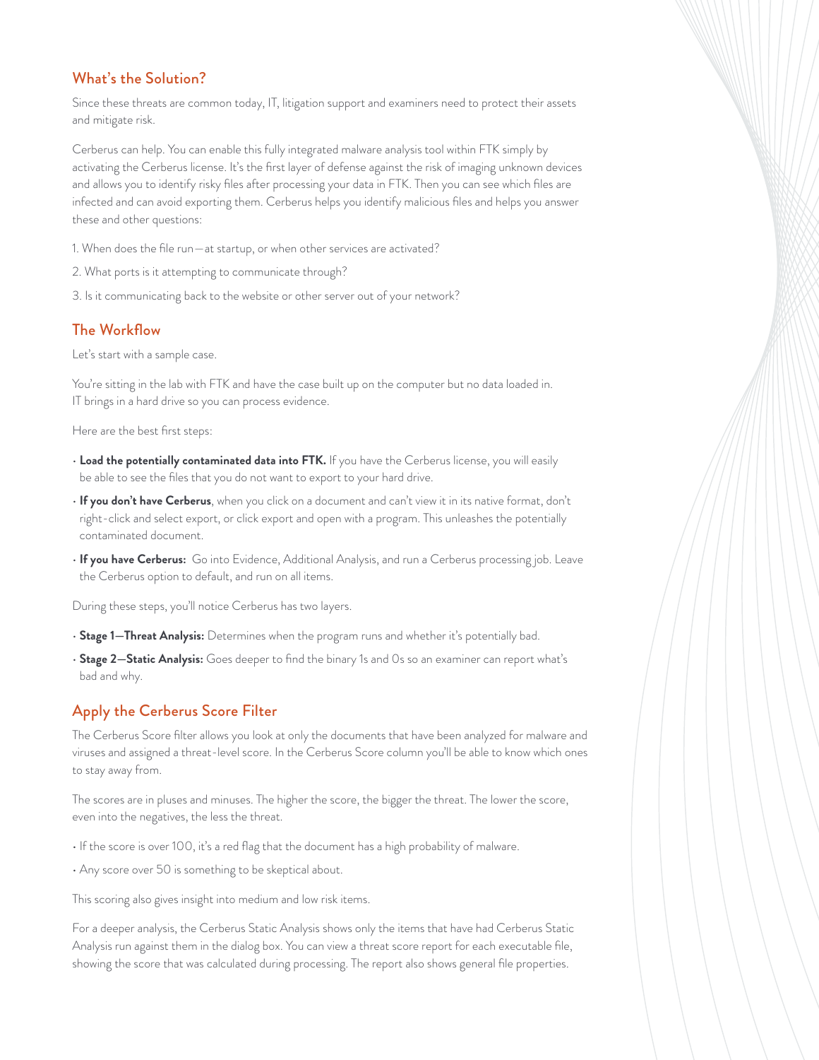## What's the Solution?

Since these threats are common today, IT, litigation support and examiners need to protect their assets and mitigate risk.

Cerberus can help. You can enable this fully integrated malware analysis tool within FTK simply by activating the Cerberus license. It's the first layer of defense against the risk of imaging unknown devices and allows you to identify risky files after processing your data in FTK. Then you can see which files are infected and can avoid exporting them. Cerberus helps you identify malicious files and helps you answer these and other questions:

1. When does the file run—at startup, or when other services are activated?
2. What ports is it attempting to communicate through?
3. Is it communicating back to the website or other server out of your network?

## The Workflow

Let's start with a sample case.

You're sitting in the lab with FTK and have the case built up on the computer but no data loaded in. IT brings in a hard drive so you can process evidence.

Here are the best first steps:

- **Load the potentially contaminated data into FTK.** If you have the Cerberus license, you will easily be able to see the files that you do not want to export to your hard drive.
- **If you don't have Cerberus**, when you click on a document and can't view it in its native format, don't right-click and select export, or click export and open with a program. This unleashes the potentially contaminated document.
- **If you have Cerberus:** Go into Evidence, Additional Analysis, and run a Cerberus processing job. Leave the Cerberus option to default, and run on all items.

During these steps, you'll notice Cerberus has two layers.

- **Stage 1—Threat Analysis:** Determines when the program runs and whether it's potentially bad.
- **Stage 2—Static Analysis:** Goes deeper to find the binary 1s and 0s so an examiner can report what's bad and why.

## Apply the Cerberus Score Filter

The Cerberus Score filter allows you look at only the documents that have been analyzed for malware and viruses and assigned a threat-level score. In the Cerberus Score column you'll be able to know which ones to stay away from.

The scores are in pluses and minuses. The higher the score, the bigger the threat. The lower the score, even into the negatives, the less the threat.

- If the score is over 100, it's a red flag that the document has a high probability of malware.
- Any score over 50 is something to be skeptical about.

This scoring also gives insight into medium and low risk items.

For a deeper analysis, the Cerberus Static Analysis shows only the items that have had Cerberus Static Analysis run against them in the dialog box. You can view a threat score report for each executable file, showing the score that was calculated during processing. The report also shows general file properties.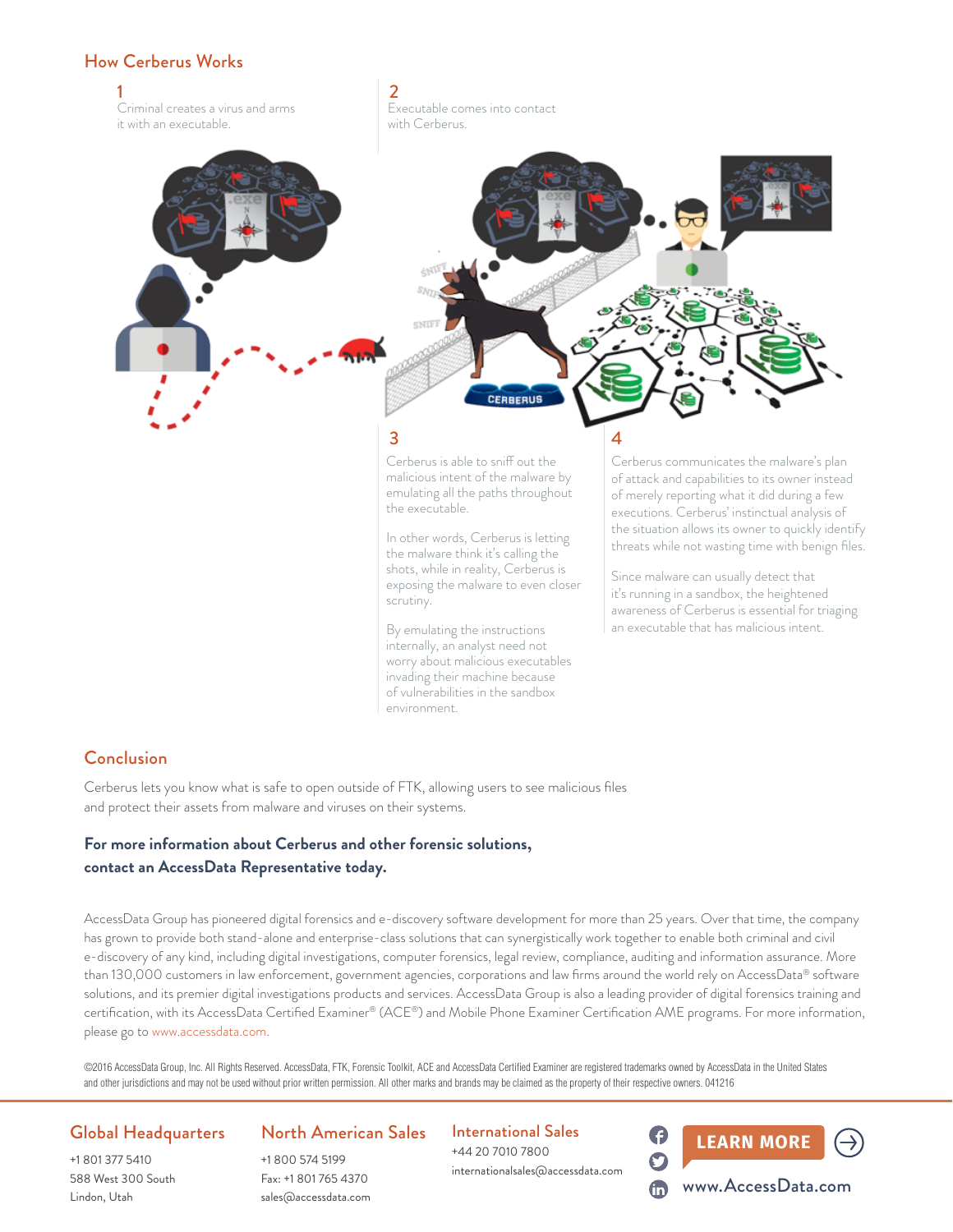## How Cerberus Works

1
Criminal creates a virus and arms it with an executable.

2
Executable comes into contact with Cerberus.

3
Cerberus is able to sniff out the malicious intent of the malware by emulating all the paths throughout the executable.

In other words, Cerberus is letting the malware think it's calling the shots, while in reality, Cerberus is exposing the malware to even closer scrutiny.

By emulating the instructions internally, an analyst need not worry about malicious executables invading their machine because of vulnerabilities in the sandbox environment.

4
Cerberus communicates the malware's plan of attack and capabilities to its owner instead of merely reporting what it did during a few executions. Cerberus' instinctual analysis of the situation allows its owner to quickly identify threats while not wasting time with benign files.

Since malware can usually detect that it's running in a sandbox, the heightened awareness of Cerberus is essential for triaging an executable that has malicious intent.

## Conclusion

Cerberus lets you know what is safe to open outside of FTK, allowing users to see malicious files and protect their assets from malware and viruses on their systems.

**For more information about Cerberus and other forensic solutions, contact an AccessData Representative today.**

AccessData Group has pioneered digital forensics and e-discovery software development for more than 25 years. Over that time, the company has grown to provide both stand-alone and enterprise-class solutions that can synergistically work together to enable both criminal and civil e-discovery of any kind, including digital investigations, computer forensics, legal review, compliance, auditing and information assurance. More than 130,000 customers in law enforcement, government agencies, corporations and law firms around the world rely on AccessData® software solutions, and its premier digital investigations products and services. AccessData Group is also a leading provider of digital forensics training and certification, with its AccessData Certified Examiner® (ACE®) and Mobile Phone Examiner Certification AME programs. For more information, please go to www.accessdata.com.

©2016 AccessData Group, Inc. All Rights Reserved. AccessData, FTK, Forensic Toolkit, ACE and AccessData Certified Examiner are registered trademarks owned by AccessData in the United States and other jurisdictions and may not be used without prior written permission. All other marks and brands may be claimed as the property of their respective owners. 041216

### Global Headquarters
+1 801 377 5410
588 West 300 South
Lindon, Utah

### North American Sales
+1 800 574 5199
Fax: +1 801 765 4370
sales@accessdata.com

### International Sales
+44 20 7010 7800
internationalsales@accessdata.com

LEARN MORE

www.AccessData.com